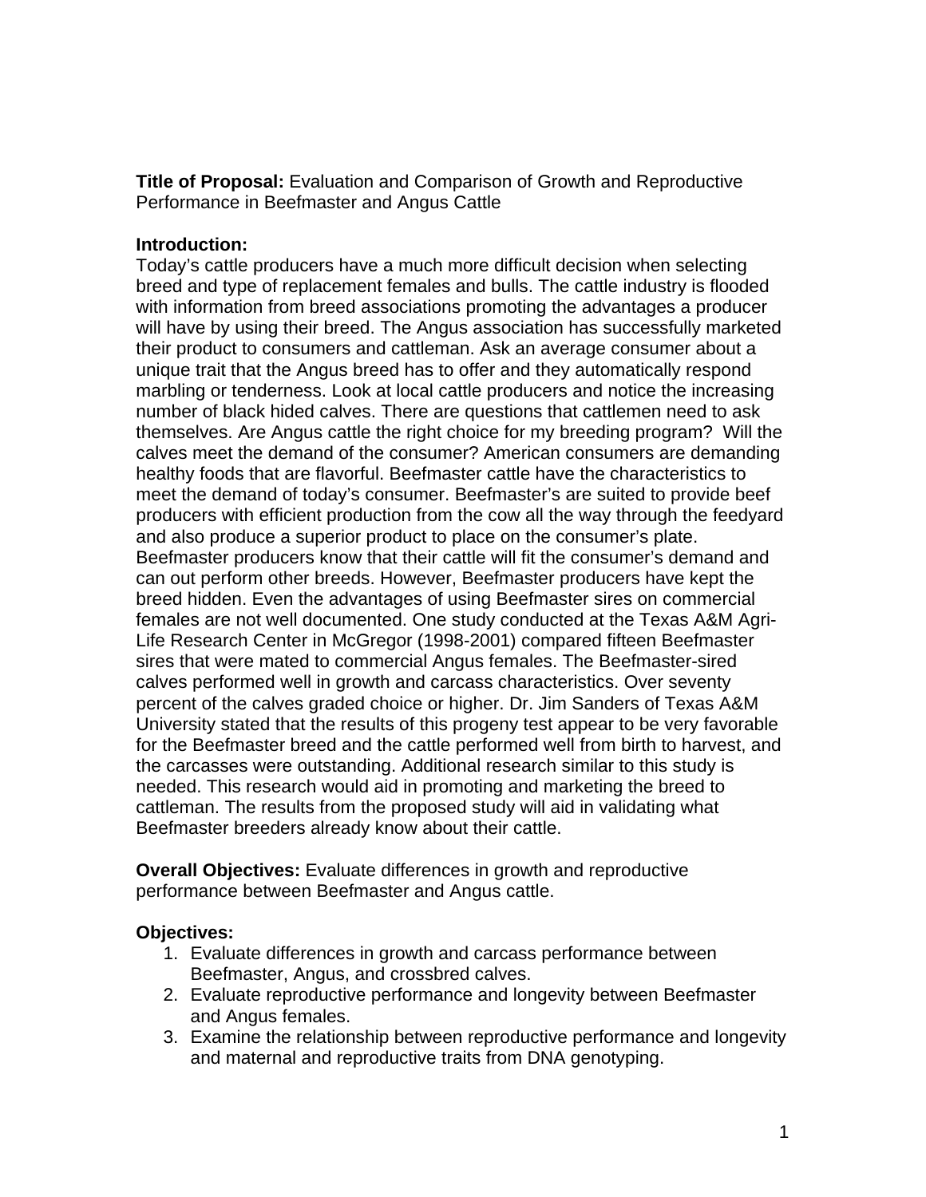**Title of Proposal:** Evaluation and Comparison of Growth and Reproductive Performance in Beefmaster and Angus Cattle

**Introduction:**
Today's cattle producers have a much more difficult decision when selecting breed and type of replacement females and bulls. The cattle industry is flooded with information from breed associations promoting the advantages a producer will have by using their breed. The Angus association has successfully marketed their product to consumers and cattleman. Ask an average consumer about a unique trait that the Angus breed has to offer and they automatically respond marbling or tenderness. Look at local cattle producers and notice the increasing number of black hided calves. There are questions that cattlemen need to ask themselves. Are Angus cattle the right choice for my breeding program? Will the calves meet the demand of the consumer? American consumers are demanding healthy foods that are flavorful. Beefmaster cattle have the characteristics to meet the demand of today's consumer. Beefmaster's are suited to provide beef producers with efficient production from the cow all the way through the feedyard and also produce a superior product to place on the consumer's plate. Beefmaster producers know that their cattle will fit the consumer's demand and can out perform other breeds. However, Beefmaster producers have kept the breed hidden. Even the advantages of using Beefmaster sires on commercial females are not well documented. One study conducted at the Texas A&M Agri-Life Research Center in McGregor (1998-2001) compared fifteen Beefmaster sires that were mated to commercial Angus females. The Beefmaster-sired calves performed well in growth and carcass characteristics. Over seventy percent of the calves graded choice or higher. Dr. Jim Sanders of Texas A&M University stated that the results of this progeny test appear to be very favorable for the Beefmaster breed and the cattle performed well from birth to harvest, and the carcasses were outstanding. Additional research similar to this study is needed. This research would aid in promoting and marketing the breed to cattleman. The results from the proposed study will aid in validating what Beefmaster breeders already know about their cattle.

**Overall Objectives:** Evaluate differences in growth and reproductive performance between Beefmaster and Angus cattle.

**Objectives:**

1. Evaluate differences in growth and carcass performance between Beefmaster, Angus, and crossbred calves.
2. Evaluate reproductive performance and longevity between Beefmaster and Angus females.
3. Examine the relationship between reproductive performance and longevity and maternal and reproductive traits from DNA genotyping.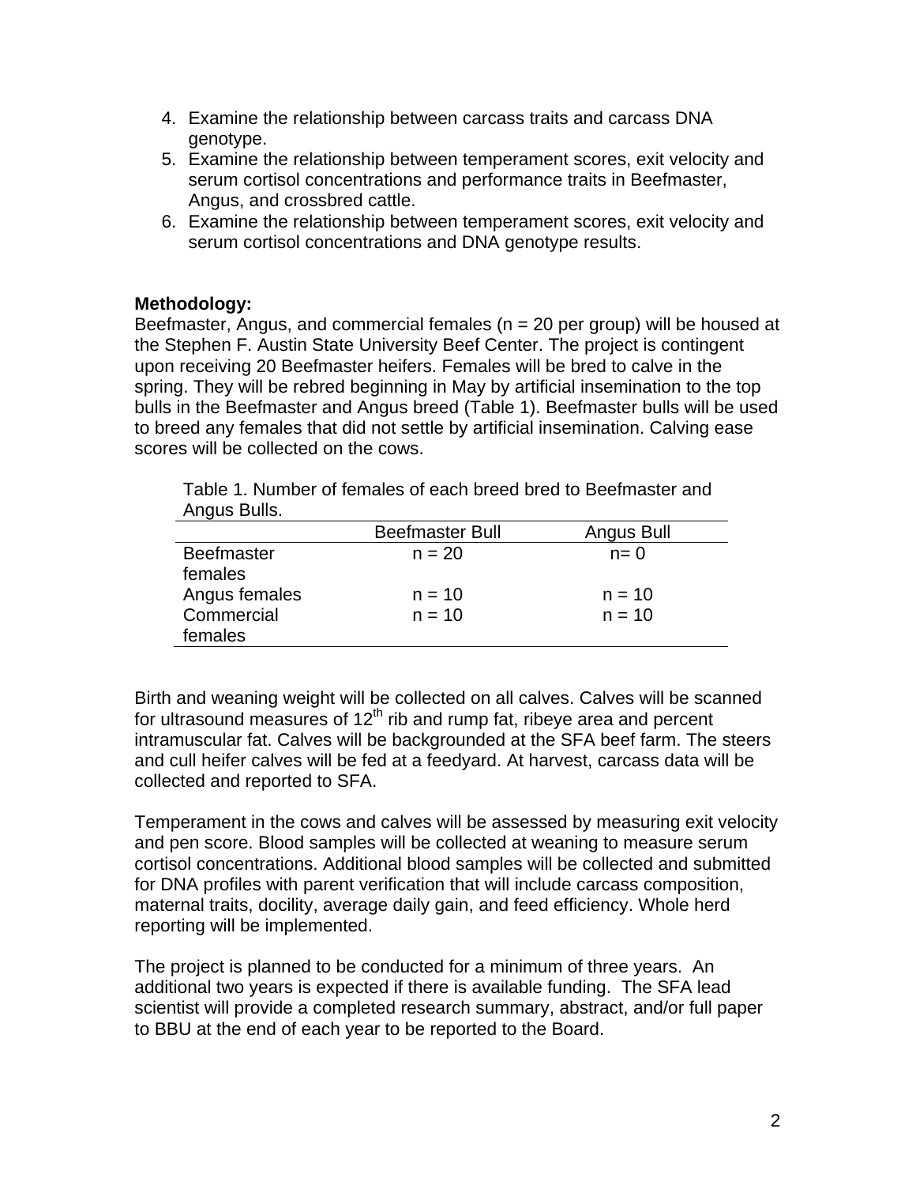4. Examine the relationship between carcass traits and carcass DNA genotype.
5. Examine the relationship between temperament scores, exit velocity and serum cortisol concentrations and performance traits in Beefmaster, Angus, and crossbred cattle.
6. Examine the relationship between temperament scores, exit velocity and serum cortisol concentrations and DNA genotype results.

**Methodology:**

Beefmaster, Angus, and commercial females (n = 20 per group) will be housed at the Stephen F. Austin State University Beef Center. The project is contingent upon receiving 20 Beefmaster heifers. Females will be bred to calve in the spring. They will be rebred beginning in May by artificial insemination to the top bulls in the Beefmaster and Angus breed (Table 1). Beefmaster bulls will be used to breed any females that did not settle by artificial insemination. Calving ease scores will be collected on the cows.

Table 1. Number of females of each breed bred to Beefmaster and Angus Bulls.

| | Beefmaster Bull | Angus Bull |
|---|---|---|
| Beefmaster females | n = 20 | n= 0 |
| Angus females | n = 10 | n = 10 |
| Commercial females | n = 10 | n = 10 |

Birth and weaning weight will be collected on all calves. Calves will be scanned for ultrasound measures of 12$^{th}$ rib and rump fat, ribeye area and percent intramuscular fat. Calves will be backgrounded at the SFA beef farm. The steers and cull heifer calves will be fed at a feedyard. At harvest, carcass data will be collected and reported to SFA.

Temperament in the cows and calves will be assessed by measuring exit velocity and pen score. Blood samples will be collected at weaning to measure serum cortisol concentrations. Additional blood samples will be collected and submitted for DNA profiles with parent verification that will include carcass composition, maternal traits, docility, average daily gain, and feed efficiency. Whole herd reporting will be implemented.

The project is planned to be conducted for a minimum of three years. An additional two years is expected if there is available funding. The SFA lead scientist will provide a completed research summary, abstract, and/or full paper to BBU at the end of each year to be reported to the Board.